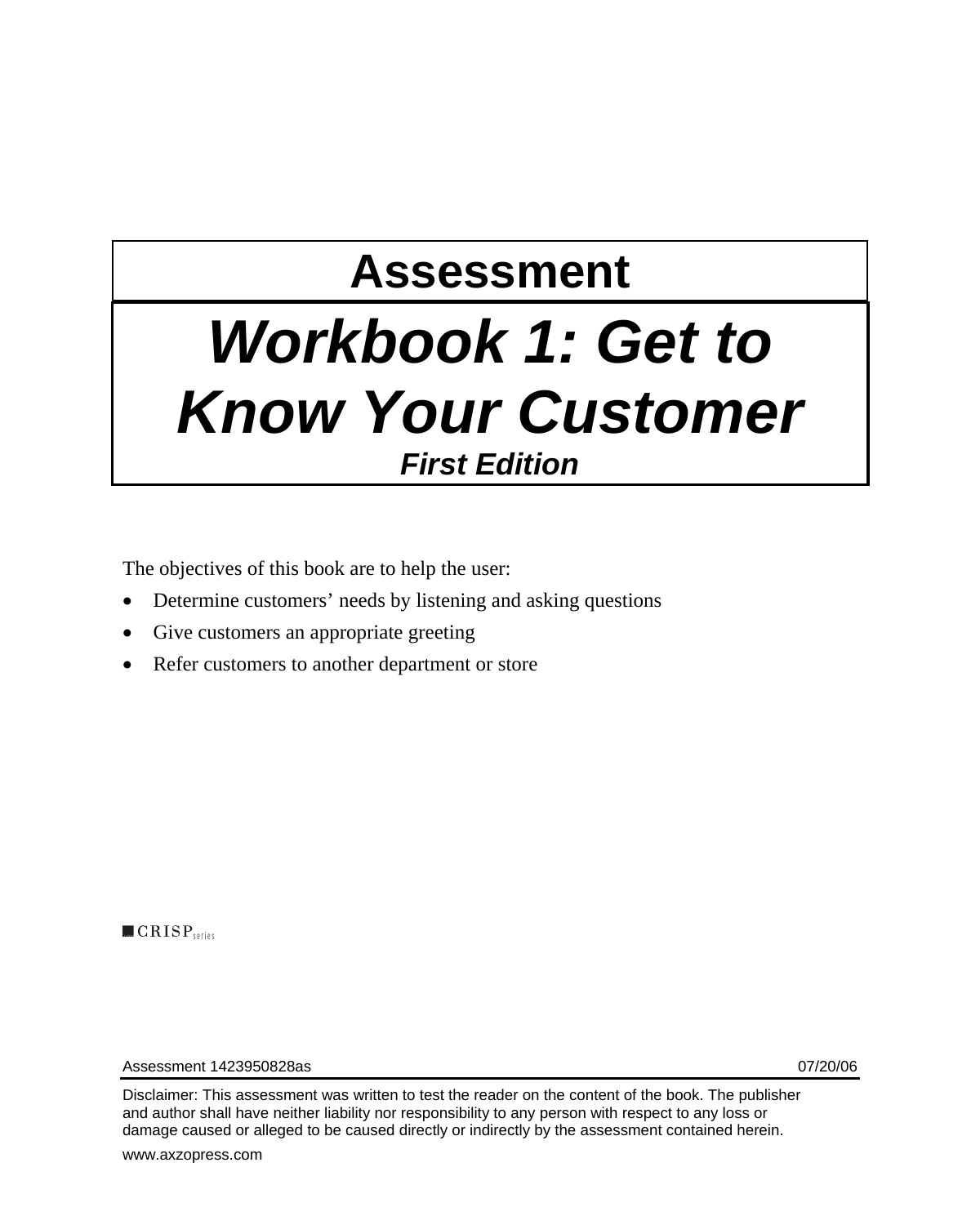# Assessment

# *Workbook 1: Get to Know Your Customer*

***First Edition***

The objectives of this book are to help the user:

- Determine customers' needs by listening and asking questions
- Give customers an appropriate greeting
- Refer customers to another department or store

CRISP series

Assessment 1423950828as 07/20/06

Disclaimer: This assessment was written to test the reader on the content of the book. The publisher and author shall have neither liability nor responsibility to any person with respect to any loss or damage caused or alleged to be caused directly or indirectly by the assessment contained herein.

www.axzopress.com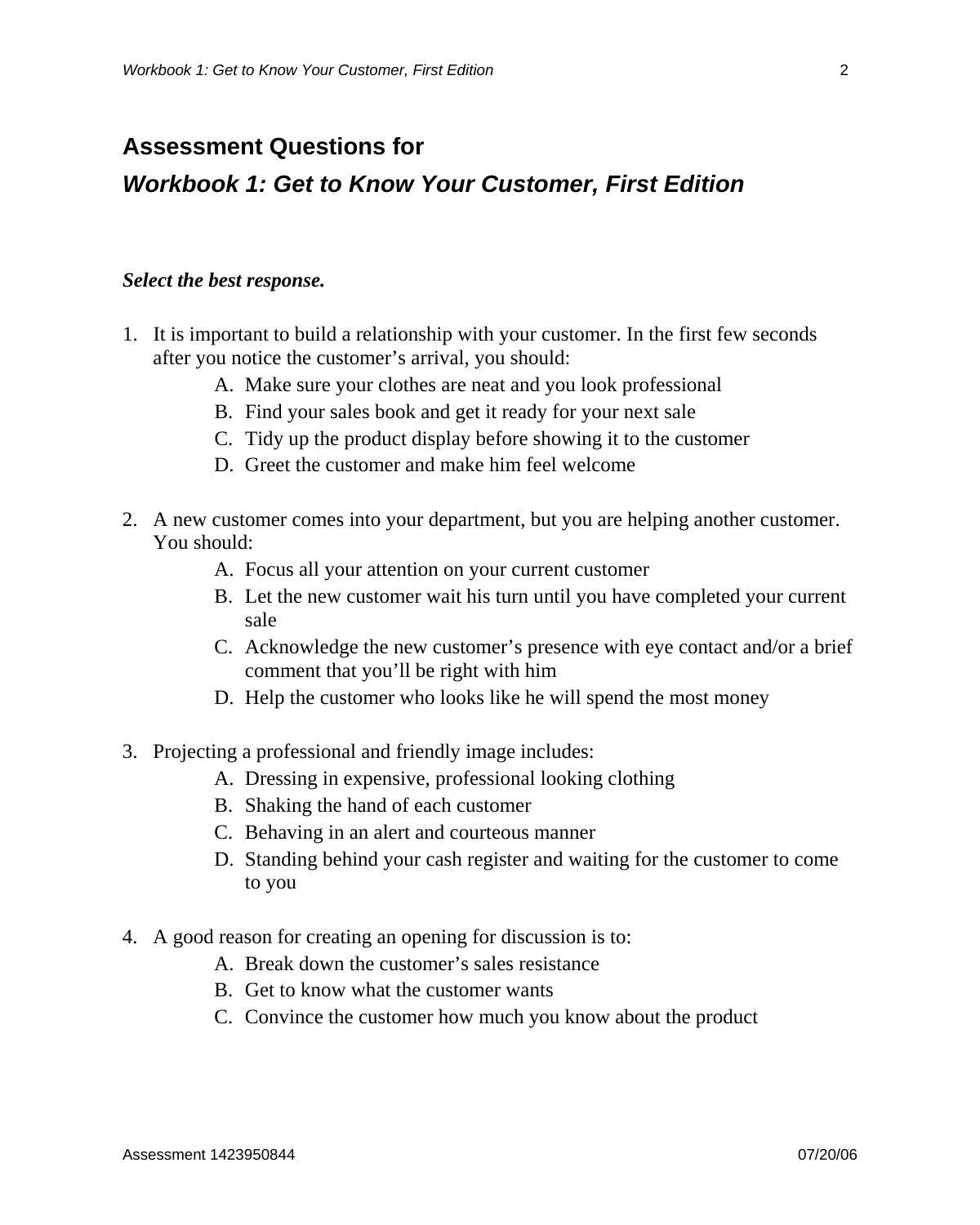# Assessment Questions for

# *Workbook 1: Get to Know Your Customer, First Edition*

***Select the best response.***

1. It is important to build a relationship with your customer. In the first few seconds after you notice the customer's arrival, you should:
    - A. Make sure your clothes are neat and you look professional
    - B. Find your sales book and get it ready for your next sale
    - C. Tidy up the product display before showing it to the customer
    - D. Greet the customer and make him feel welcome

2. A new customer comes into your department, but you are helping another customer. You should:
    - A. Focus all your attention on your current customer
    - B. Let the new customer wait his turn until you have completed your current sale
    - C. Acknowledge the new customer's presence with eye contact and/or a brief comment that you'll be right with him
    - D. Help the customer who looks like he will spend the most money

3. Projecting a professional and friendly image includes:
    - A. Dressing in expensive, professional looking clothing
    - B. Shaking the hand of each customer
    - C. Behaving in an alert and courteous manner
    - D. Standing behind your cash register and waiting for the customer to come to you

4. A good reason for creating an opening for discussion is to:
    - A. Break down the customer's sales resistance
    - B. Get to know what the customer wants
    - C. Convince the customer how much you know about the product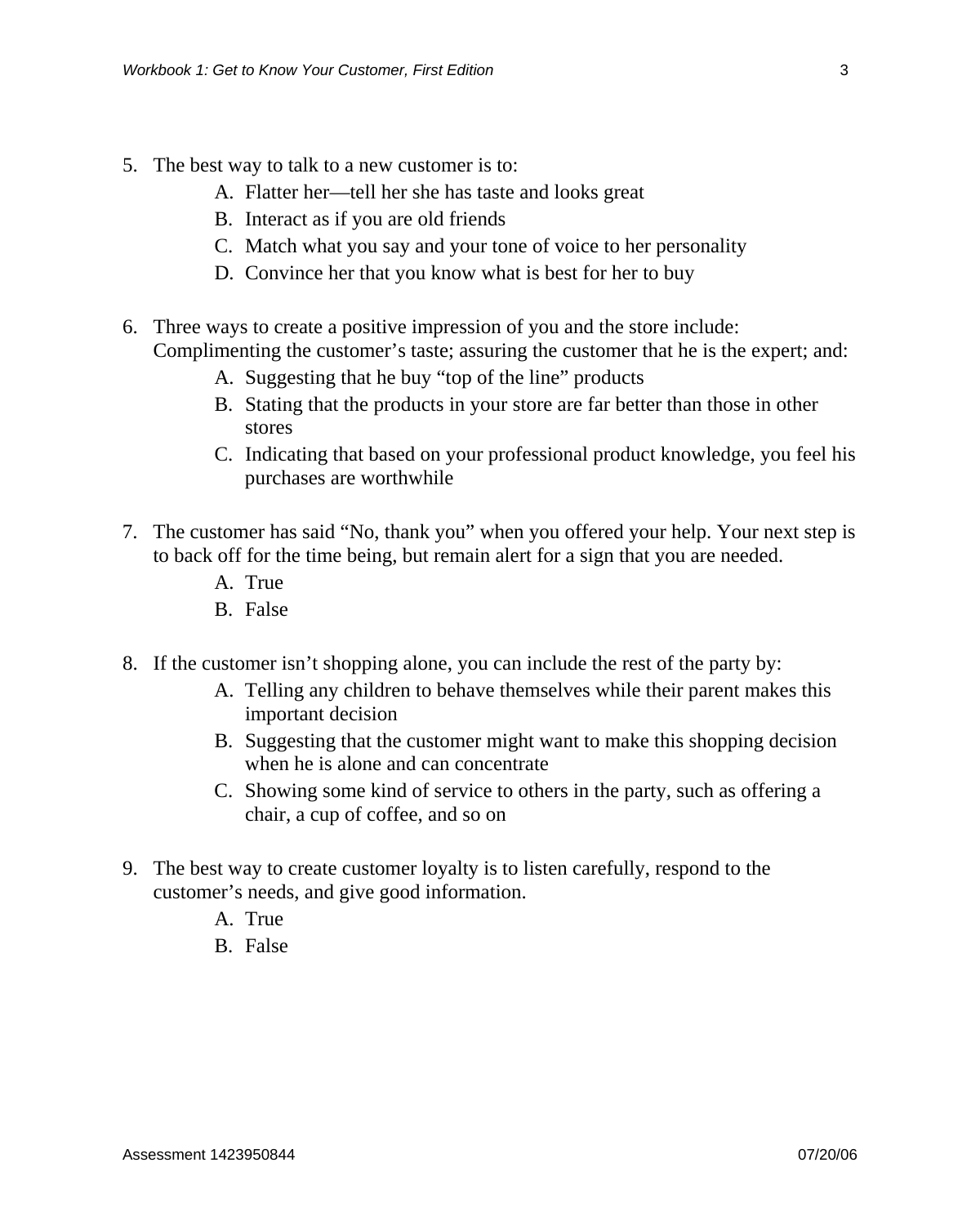5. The best way to talk to a new customer is to:
    A. Flatter her—tell her she has taste and looks great
    B. Interact as if you are old friends
    C. Match what you say and your tone of voice to her personality
    D. Convince her that you know what is best for her to buy

6. Three ways to create a positive impression of you and the store include: Complimenting the customer's taste; assuring the customer that he is the expert; and:
    A. Suggesting that he buy "top of the line" products
    B. Stating that the products in your store are far better than those in other stores
    C. Indicating that based on your professional product knowledge, you feel his purchases are worthwhile

7. The customer has said "No, thank you" when you offered your help. Your next step is to back off for the time being, but remain alert for a sign that you are needed.
    A. True
    B. False

8. If the customer isn't shopping alone, you can include the rest of the party by:
    A. Telling any children to behave themselves while their parent makes this important decision
    B. Suggesting that the customer might want to make this shopping decision when he is alone and can concentrate
    C. Showing some kind of service to others in the party, such as offering a chair, a cup of coffee, and so on

9. The best way to create customer loyalty is to listen carefully, respond to the customer's needs, and give good information.
    A. True
    B. False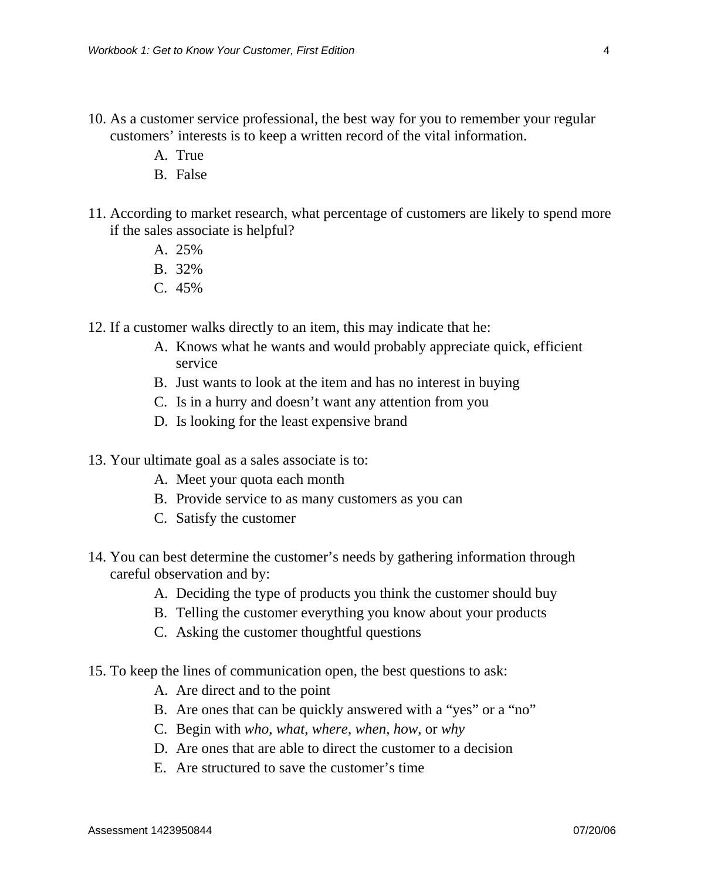10. As a customer service professional, the best way for you to remember your regular customers' interests is to keep a written record of the vital information.
    - A. True
    - B. False

11. According to market research, what percentage of customers are likely to spend more if the sales associate is helpful?
    - A. 25%
    - B. 32%
    - C. 45%

12. If a customer walks directly to an item, this may indicate that he:
    - A. Knows what he wants and would probably appreciate quick, efficient service
    - B. Just wants to look at the item and has no interest in buying
    - C. Is in a hurry and doesn't want any attention from you
    - D. Is looking for the least expensive brand

13. Your ultimate goal as a sales associate is to:
    - A. Meet your quota each month
    - B. Provide service to as many customers as you can
    - C. Satisfy the customer

14. You can best determine the customer's needs by gathering information through careful observation and by:
    - A. Deciding the type of products you think the customer should buy
    - B. Telling the customer everything you know about your products
    - C. Asking the customer thoughtful questions

15. To keep the lines of communication open, the best questions to ask:
    - A. Are direct and to the point
    - B. Are ones that can be quickly answered with a "yes" or a "no"
    - C. Begin with *who*, *what*, *where*, *when*, *how*, or *why*
    - D. Are ones that are able to direct the customer to a decision
    - E. Are structured to save the customer's time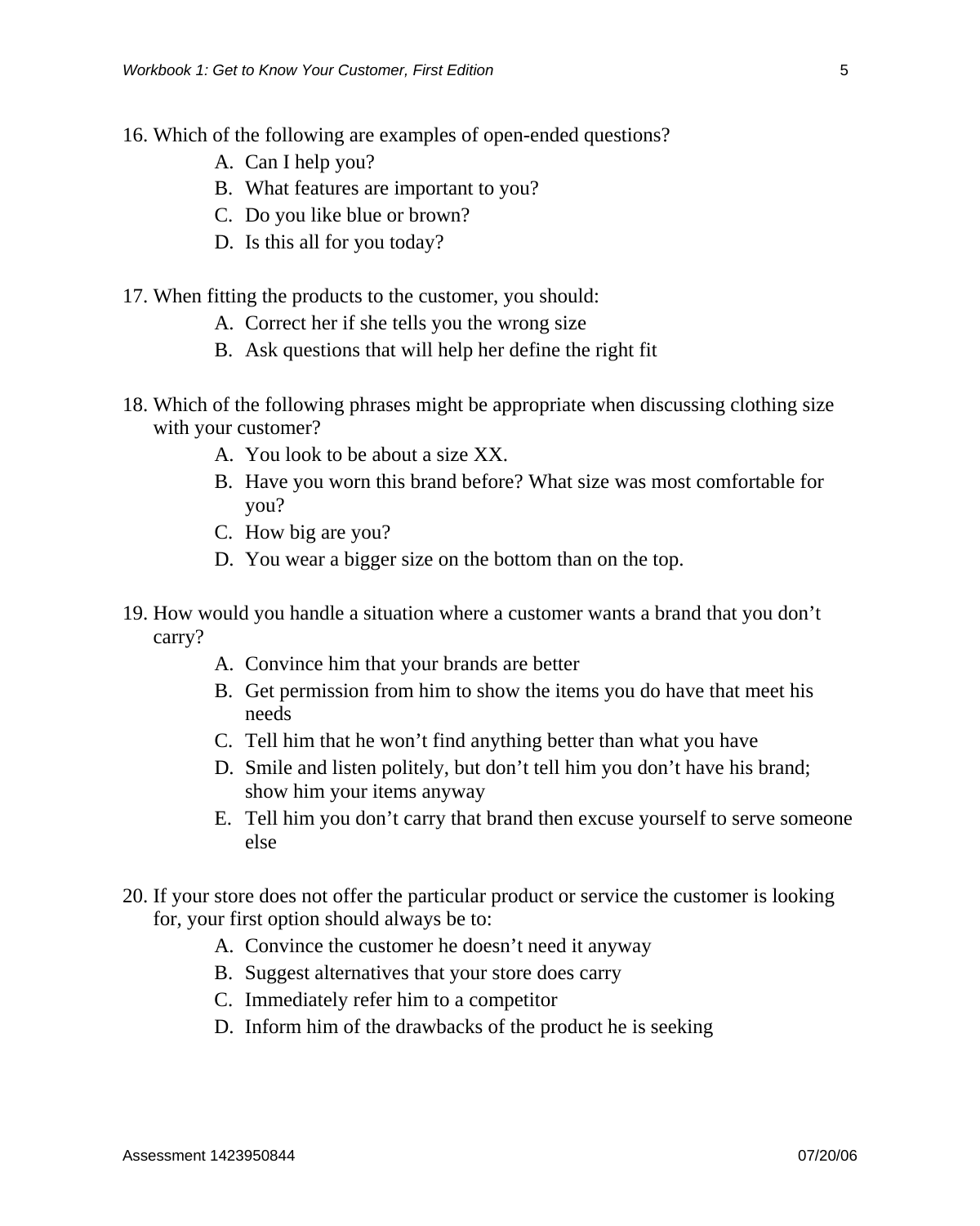16. Which of the following are examples of open-ended questions?
    - A. Can I help you?
    - B. What features are important to you?
    - C. Do you like blue or brown?
    - D. Is this all for you today?

17. When fitting the products to the customer, you should:
    - A. Correct her if she tells you the wrong size
    - B. Ask questions that will help her define the right fit

18. Which of the following phrases might be appropriate when discussing clothing size with your customer?
    - A. You look to be about a size XX.
    - B. Have you worn this brand before? What size was most comfortable for you?
    - C. How big are you?
    - D. You wear a bigger size on the bottom than on the top.

19. How would you handle a situation where a customer wants a brand that you don't carry?
    - A. Convince him that your brands are better
    - B. Get permission from him to show the items you do have that meet his needs
    - C. Tell him that he won't find anything better than what you have
    - D. Smile and listen politely, but don't tell him you don't have his brand; show him your items anyway
    - E. Tell him you don't carry that brand then excuse yourself to serve someone else

20. If your store does not offer the particular product or service the customer is looking for, your first option should always be to:
    - A. Convince the customer he doesn't need it anyway
    - B. Suggest alternatives that your store does carry
    - C. Immediately refer him to a competitor
    - D. Inform him of the drawbacks of the product he is seeking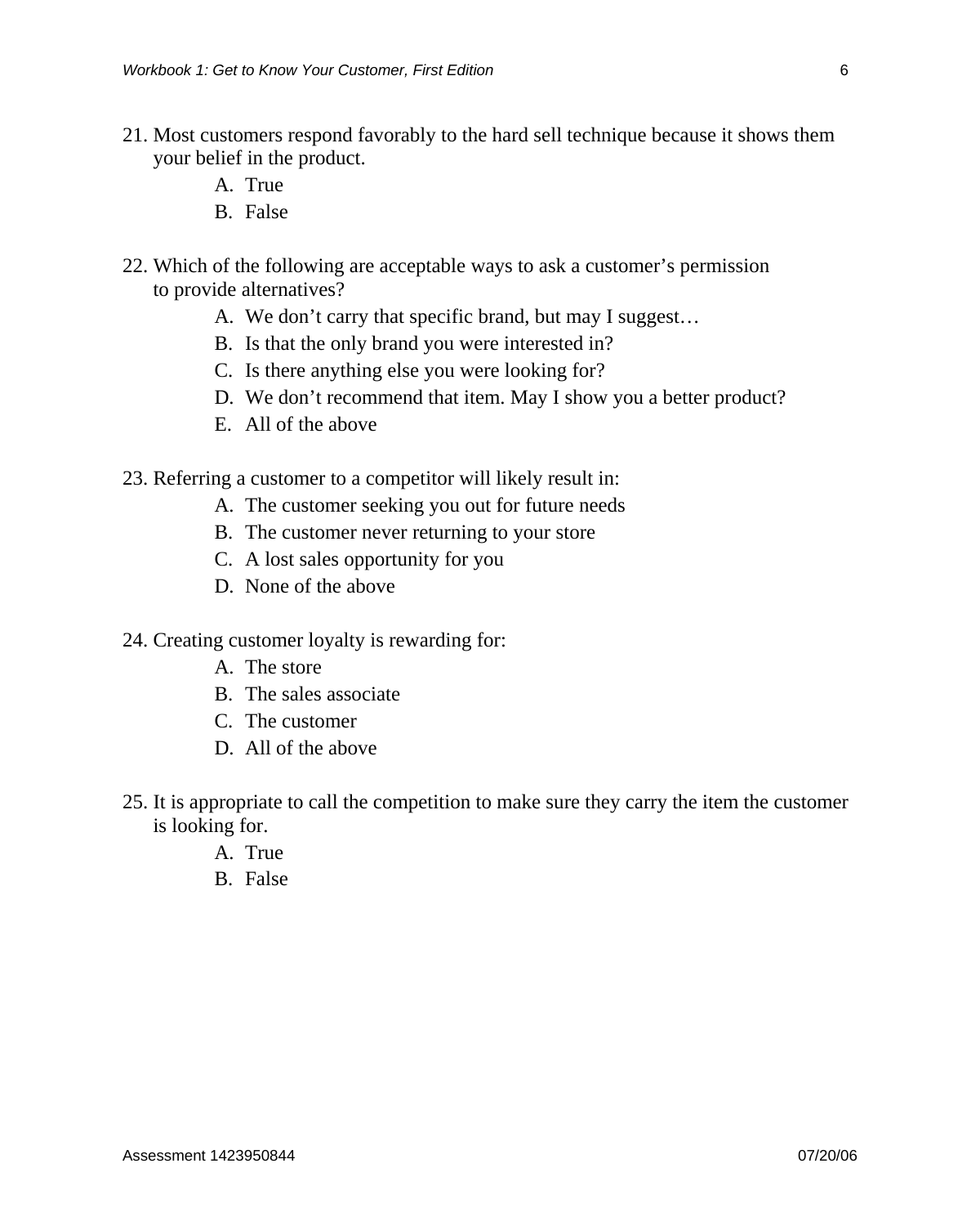21. Most customers respond favorably to the hard sell technique because it shows them your belief in the product.
    A. True
    B. False

22. Which of the following are acceptable ways to ask a customer's permission to provide alternatives?
    A. We don't carry that specific brand, but may I suggest…
    B. Is that the only brand you were interested in?
    C. Is there anything else you were looking for?
    D. We don't recommend that item. May I show you a better product?
    E. All of the above

23. Referring a customer to a competitor will likely result in:
    A. The customer seeking you out for future needs
    B. The customer never returning to your store
    C. A lost sales opportunity for you
    D. None of the above

24. Creating customer loyalty is rewarding for:
    A. The store
    B. The sales associate
    C. The customer
    D. All of the above

25. It is appropriate to call the competition to make sure they carry the item the customer is looking for.
    A. True
    B. False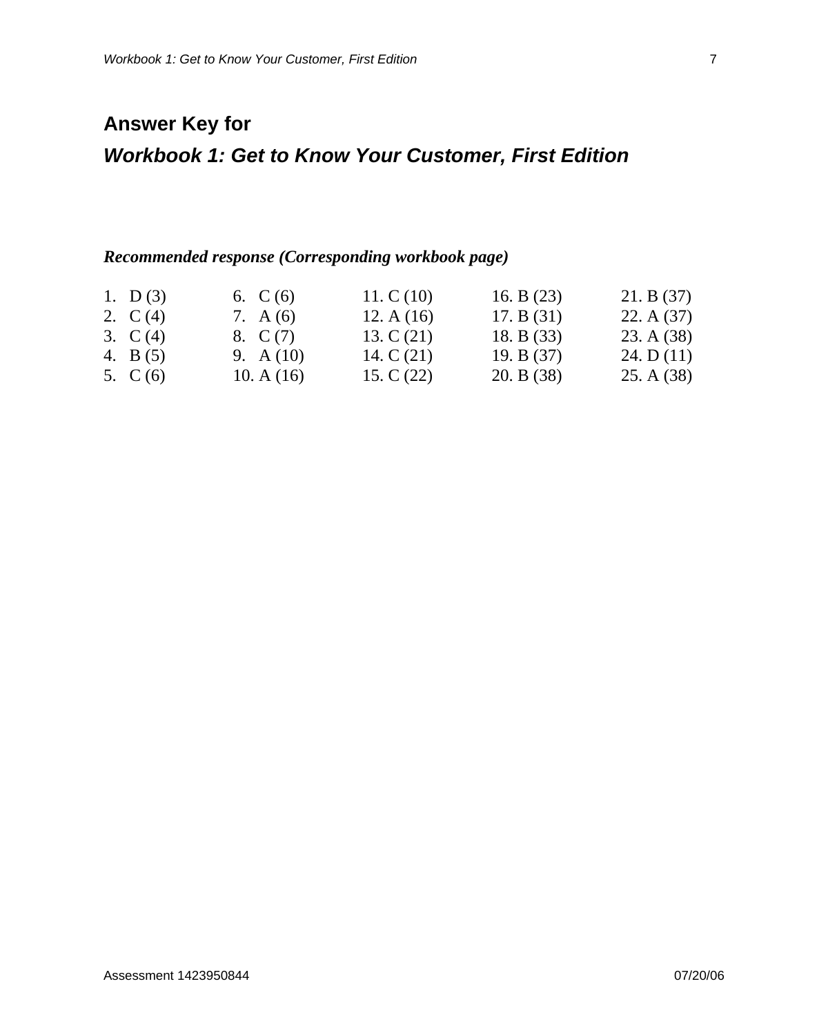# Answer Key for

## *Workbook 1: Get to Know Your Customer, First Edition*

***Recommended response (Corresponding workbook page)***

| | | | | |
|---|---|---|---|---|
| 1. D (3) | 6. C (6) | 11. C (10) | 16. B (23) | 21. B (37) |
| 2. C (4) | 7. A (6) | 12. A (16) | 17. B (31) | 22. A (37) |
| 3. C (4) | 8. C (7) | 13. C (21) | 18. B (33) | 23. A (38) |
| 4. B (5) | 9. A (10) | 14. C (21) | 19. B (37) | 24. D (11) |
| 5. C (6) | 10. A (16) | 15. C (22) | 20. B (38) | 25. A (38) |

Assessment 1423950844 07/20/06